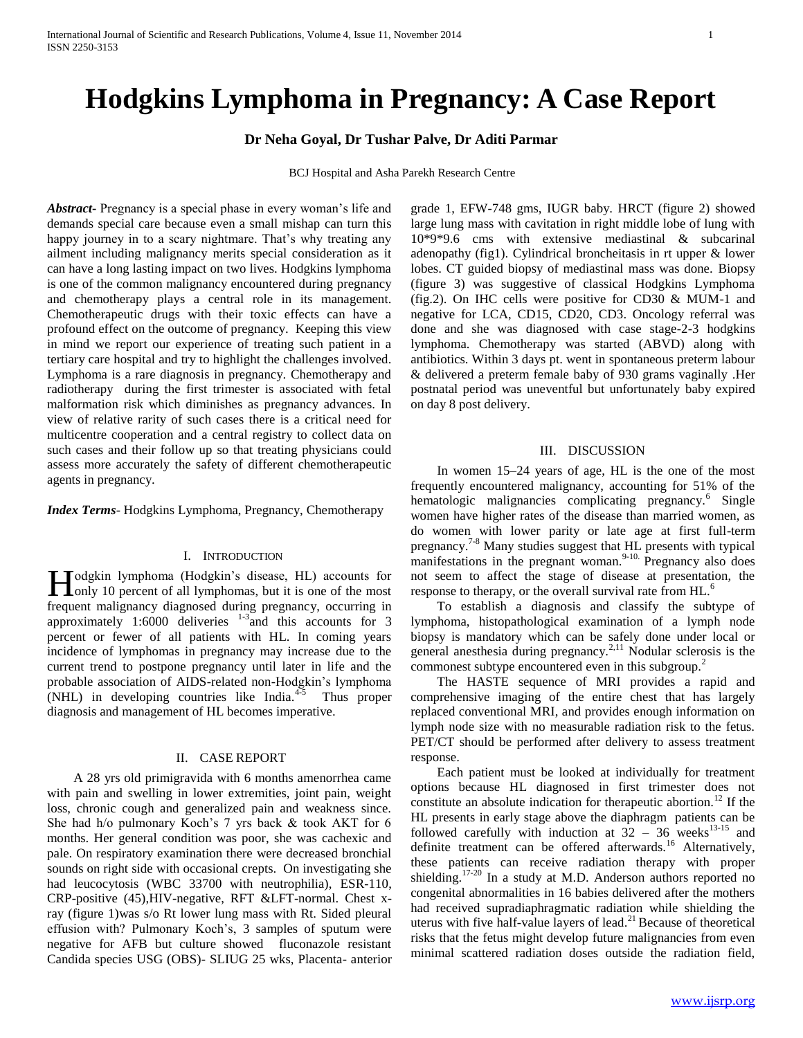# Hodgkins Lymphoma in Pregnancy: A Case Report

**Dr Neha Goyal, Dr Tushar Palve, Dr Aditi Parmar**

BCJ Hospital and Asha Parekh Research Centre

***Abstract-*** Pregnancy is a special phase in every woman's life and demands special care because even a small mishap can turn this happy journey in to a scary nightmare. That's why treating any ailment including malignancy merits special consideration as it can have a long lasting impact on two lives. Hodgkins lymphoma is one of the common malignancy encountered during pregnancy and chemotherapy plays a central role in its management. Chemotherapeutic drugs with their toxic effects can have a profound effect on the outcome of pregnancy. Keeping this view in mind we report our experience of treating such patient in a tertiary care hospital and try to highlight the challenges involved. Lymphoma is a rare diagnosis in pregnancy. Chemotherapy and radiotherapy during the first trimester is associated with fetal malformation risk which diminishes as pregnancy advances. In view of relative rarity of such cases there is a critical need for multicentre cooperation and a central registry to collect data on such cases and their follow up so that treating physicians could assess more accurately the safety of different chemotherapeutic agents in pregnancy.

***Index Terms*****-** Hodgkins Lymphoma, Pregnancy, Chemotherapy

## I. Introduction

Hodgkin lymphoma (Hodgkin's disease, HL) accounts for only 10 percent of all lymphomas, but it is one of the most frequent malignancy diagnosed during pregnancy, occurring in approximately 1:6000 deliveries [1-3] and this accounts for 3 percent or fewer of all patients with HL. In coming years incidence of lymphomas in pregnancy may increase due to the current trend to postpone pregnancy until later in life and the probable association of AIDS-related non-Hodgkin's lymphoma (NHL) in developing countries like India.[4-5] Thus proper diagnosis and management of HL becomes imperative.

## II. Case Report

A 28 yrs old primigravida with 6 months amenorrhea came with pain and swelling in lower extremities, joint pain, weight loss, chronic cough and generalized pain and weakness since. She had h/o pulmonary Koch's 7 yrs back & took AKT for 6 months. Her general condition was poor, she was cachexic and pale. On respiratory examination there were decreased bronchial sounds on right side with occasional creps. On investigating she had leucocytosis (WBC 33700 with neutrophilia), ESR-110, CRP-positive (45),HIV-negative, RFT &LFT-normal. Chest x-ray (figure 1)was s/o Rt lower lung mass with Rt. Sided pleural effusion with? Pulmonary Koch's, 3 samples of sputum were negative for AFB but culture showed fluconazole resistant Candida species USG (OBS)- SLIUG 25 wks, Placenta- anterior grade 1, EFW-748 gms, IUGR baby. HRCT (figure 2) showed large lung mass with cavitation in right middle lobe of lung with 10*9*9.6 cms with extensive mediastinal & subcarinal adenopathy (fig1). Cylindrical broncheitasis in rt upper & lower lobes. CT guided biopsy of mediastinal mass was done. Biopsy (figure 3) was suggestive of classical Hodgkins Lymphoma (fig.2). On IHC cells were positive for CD30 & MUM-1 and negative for LCA, CD15, CD20, CD3. Oncology referral was done and she was diagnosed with case stage-2-3 hodgkins lymphoma. Chemotherapy was started (ABVD) along with antibiotics. Within 3 days pt. went in spontaneous preterm labour & delivered a preterm female baby of 930 grams vaginally .Her postnatal period was uneventful but unfortunately baby expired on day 8 post delivery.

## III. Discussion

In women 15–24 years of age, HL is the one of the most frequently encountered malignancy, accounting for 51% of the hematologic malignancies complicating pregnancy.[6] Single women have higher rates of the disease than married women, as do women with lower parity or late age at first full-term pregnancy.[7-8] Many studies suggest that HL presents with typical manifestations in the pregnant woman.[9-10] Pregnancy also does not seem to affect the stage of disease at presentation, the response to therapy, or the overall survival rate from HL.[6]

To establish a diagnosis and classify the subtype of lymphoma, histopathological examination of a lymph node biopsy is mandatory which can be safely done under local or general anesthesia during pregnancy.[2,11] Nodular sclerosis is the commonest subtype encountered even in this subgroup.[2]

The HASTE sequence of MRI provides a rapid and comprehensive imaging of the entire chest that has largely replaced conventional MRI, and provides enough information on lymph node size with no measurable radiation risk to the fetus. PET/CT should be performed after delivery to assess treatment response.

Each patient must be looked at individually for treatment options because HL diagnosed in first trimester does not constitute an absolute indication for therapeutic abortion.[12] If the HL presents in early stage above the diaphragm patients can be followed carefully with induction at 32 – 36 weeks[13-15] and definite treatment can be offered afterwards.[16] Alternatively, these patients can receive radiation therapy with proper shielding.[17-20] In a study at M.D. Anderson authors reported no congenital abnormalities in 16 babies delivered after the mothers had received supradiaphragmatic radiation while shielding the uterus with five half-value layers of lead.[21] Because of theoretical risks that the fetus might develop future malignancies from even minimal scattered radiation doses outside the radiation field,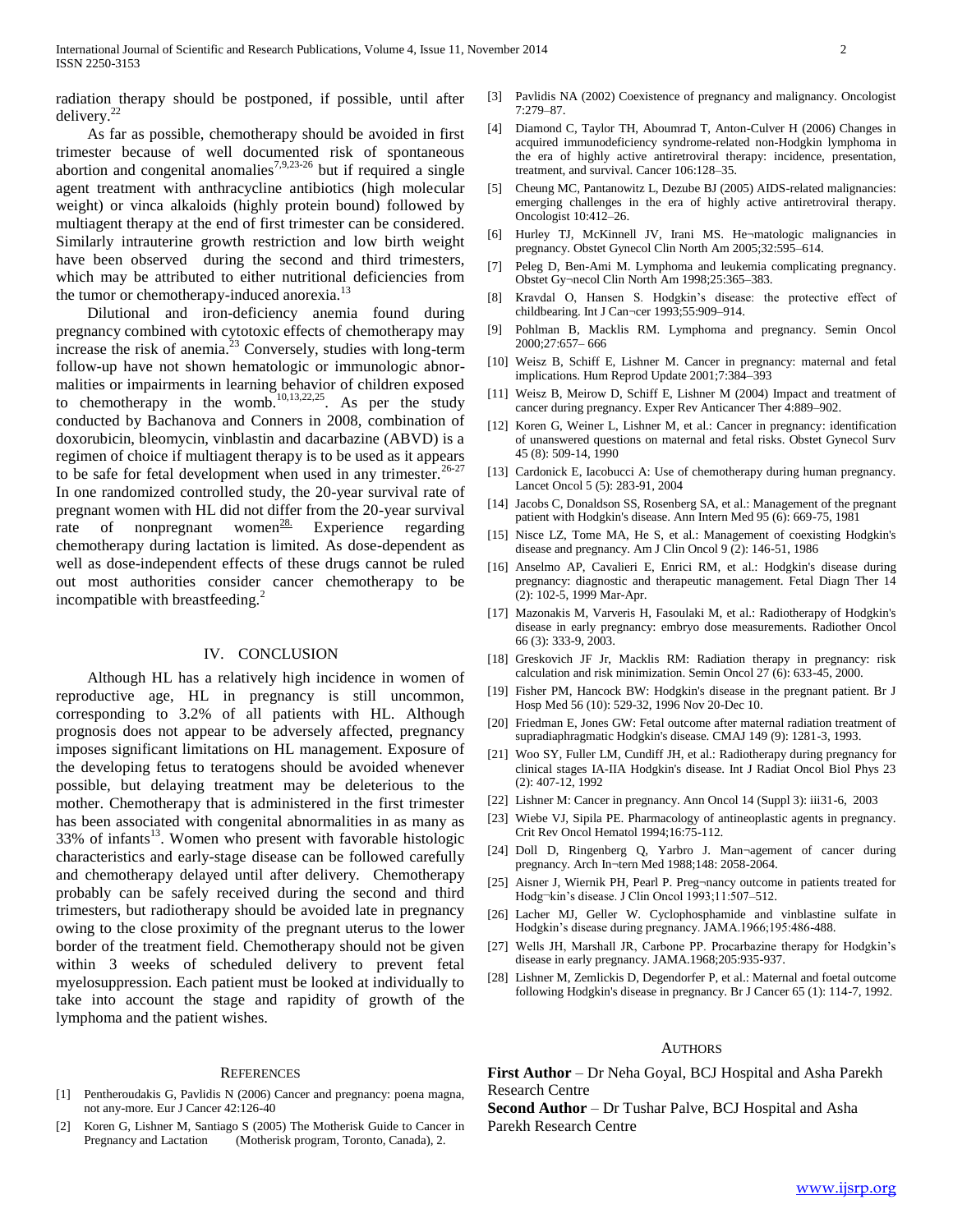radiation therapy should be postponed, if possible, until after delivery.[22]

As far as possible, chemotherapy should be avoided in first trimester because of well documented risk of spontaneous abortion and congenital anomalies[7,9,23-26] but if required a single agent treatment with anthracycline antibiotics (high molecular weight) or vinca alkaloids (highly protein bound) followed by multiagent therapy at the end of first trimester can be considered. Similarly intrauterine growth restriction and low birth weight have been observed during the second and third trimesters, which may be attributed to either nutritional deficiencies from the tumor or chemotherapy-induced anorexia.[13]

Dilutional and iron-deficiency anemia found during pregnancy combined with cytotoxic effects of chemotherapy may increase the risk of anemia.[23] Conversely, studies with long-term follow-up have not shown hematologic or immunologic abnormalities or impairments in learning behavior of children exposed to chemotherapy in the womb.[10,13,22,25]. As per the study conducted by Bachanova and Conners in 2008, combination of doxorubicin, bleomycin, vinblastin and dacarbazine (ABVD) is a regimen of choice if multiagent therapy is to be used as it appears to be safe for fetal development when used in any trimester.[26-27] In one randomized controlled study, the 20-year survival rate of pregnant women with HL did not differ from the 20-year survival rate of nonpregnant women[28]. Experience regarding chemotherapy during lactation is limited. As dose-dependent as well as dose-independent effects of these drugs cannot be ruled out most authorities consider cancer chemotherapy to be incompatible with breastfeeding.[2]

## IV. CONCLUSION

Although HL has a relatively high incidence in women of reproductive age, HL in pregnancy is still uncommon, corresponding to 3.2% of all patients with HL. Although prognosis does not appear to be adversely affected, pregnancy imposes significant limitations on HL management. Exposure of the developing fetus to teratogens should be avoided whenever possible, but delaying treatment may be deleterious to the mother. Chemotherapy that is administered in the first trimester has been associated with congenital abnormalities in as many as 33% of infants[13]. Women who present with favorable histologic characteristics and early-stage disease can be followed carefully and chemotherapy delayed until after delivery. Chemotherapy probably can be safely received during the second and third trimesters, but radiotherapy should be avoided late in pregnancy owing to the close proximity of the pregnant uterus to the lower border of the treatment field. Chemotherapy should not be given within 3 weeks of scheduled delivery to prevent fetal myelosuppression. Each patient must be looked at individually to take into account the stage and rapidity of growth of the lymphoma and the patient wishes.

## REFERENCES

[1] Pentheroudakis G, Pavlidis N (2006) Cancer and pregnancy: poena magna, not any-more. Eur J Cancer 42:126-40

[2] Koren G, Lishner M, Santiago S (2005) The Motherisk Guide to Cancer in Pregnancy and Lactation (Motherisk program, Toronto, Canada), 2.

[3] Pavlidis NA (2002) Coexistence of pregnancy and malignancy. Oncologist 7:279–87.

[4] Diamond C, Taylor TH, Aboumrad T, Anton-Culver H (2006) Changes in acquired immunodeficiency syndrome-related non-Hodgkin lymphoma in the era of highly active antiretroviral therapy: incidence, presentation, treatment, and survival. Cancer 106:128–35.

[5] Cheung MC, Pantanowitz L, Dezube BJ (2005) AIDS-related malignancies: emerging challenges in the era of highly active antiretroviral therapy. Oncologist 10:412–26.

[6] Hurley TJ, McKinnell JV, Irani MS. He¬matologic malignancies in pregnancy. Obstet Gynecol Clin North Am 2005;32:595–614.

[7] Peleg D, Ben-Ami M. Lymphoma and leukemia complicating pregnancy. Obstet Gy¬necol Clin North Am 1998;25:365–383.

[8] Kravdal O, Hansen S. Hodgkin's disease: the protective effect of childbearing. Int J Can¬cer 1993;55:909–914.

[9] Pohlman B, Macklis RM. Lymphoma and pregnancy. Semin Oncol 2000;27:657– 666

[10] Weisz B, Schiff E, Lishner M. Cancer in pregnancy: maternal and fetal implications. Hum Reprod Update 2001;7:384–393

[11] Weisz B, Meirow D, Schiff E, Lishner M (2004) Impact and treatment of cancer during pregnancy. Exper Rev Anticancer Ther 4:889–902.

[12] Koren G, Weiner L, Lishner M, et al.: Cancer in pregnancy: identification of unanswered questions on maternal and fetal risks. Obstet Gynecol Surv 45 (8): 509-14, 1990

[13] Cardonick E, Iacobucci A: Use of chemotherapy during human pregnancy. Lancet Oncol 5 (5): 283-91, 2004

[14] Jacobs C, Donaldson SS, Rosenberg SA, et al.: Management of the pregnant patient with Hodgkin's disease. Ann Intern Med 95 (6): 669-75, 1981

[15] Nisce LZ, Tome MA, He S, et al.: Management of coexisting Hodgkin's disease and pregnancy. Am J Clin Oncol 9 (2): 146-51, 1986

[16] Anselmo AP, Cavalieri E, Enrici RM, et al.: Hodgkin's disease during pregnancy: diagnostic and therapeutic management. Fetal Diagn Ther 14 (2): 102-5, 1999 Mar-Apr.

[17] Mazonakis M, Varveris H, Fasoulaki M, et al.: Radiotherapy of Hodgkin's disease in early pregnancy: embryo dose measurements. Radiother Oncol 66 (3): 333-9, 2003.

[18] Greskovich JF Jr, Macklis RM: Radiation therapy in pregnancy: risk calculation and risk minimization. Semin Oncol 27 (6): 633-45, 2000.

[19] Fisher PM, Hancock BW: Hodgkin's disease in the pregnant patient. Br J Hosp Med 56 (10): 529-32, 1996 Nov 20-Dec 10.

[20] Friedman E, Jones GW: Fetal outcome after maternal radiation treatment of supradiaphragmatic Hodgkin's disease. CMAJ 149 (9): 1281-3, 1993.

[21] Woo SY, Fuller LM, Cundiff JH, et al.: Radiotherapy during pregnancy for clinical stages IA-IIA Hodgkin's disease. Int J Radiat Oncol Biol Phys 23 (2): 407-12, 1992

[22] Lishner M: Cancer in pregnancy. Ann Oncol 14 (Suppl 3): iii31-6, 2003

[23] Wiebe VJ, Sipila PE. Pharmacology of antineoplastic agents in pregnancy. Crit Rev Oncol Hematol 1994;16:75-112.

[24] Doll D, Ringenberg Q, Yarbro J. Man¬agement of cancer during pregnancy. Arch In¬tern Med 1988;148: 2058-2064.

[25] Aisner J, Wiernik PH, Pearl P. Preg¬nancy outcome in patients treated for Hodg¬kin's disease. J Clin Oncol 1993;11:507–512.

[26] Lacher MJ, Geller W. Cyclophosphamide and vinblastine sulfate in Hodgkin's disease during pregnancy. JAMA.1966;195:486-488.

[27] Wells JH, Marshall JR, Carbone PP. Procarbazine therapy for Hodgkin's disease in early pregnancy. JAMA.1968;205:935-937.

[28] Lishner M, Zemlickis D, Degendorfer P, et al.: Maternal and foetal outcome following Hodgkin's disease in pregnancy. Br J Cancer 65 (1): 114-7, 1992.

## AUTHORS

**First Author** – Dr Neha Goyal, BCJ Hospital and Asha Parekh Research Centre

**Second Author** – Dr Tushar Palve, BCJ Hospital and Asha Parekh Research Centre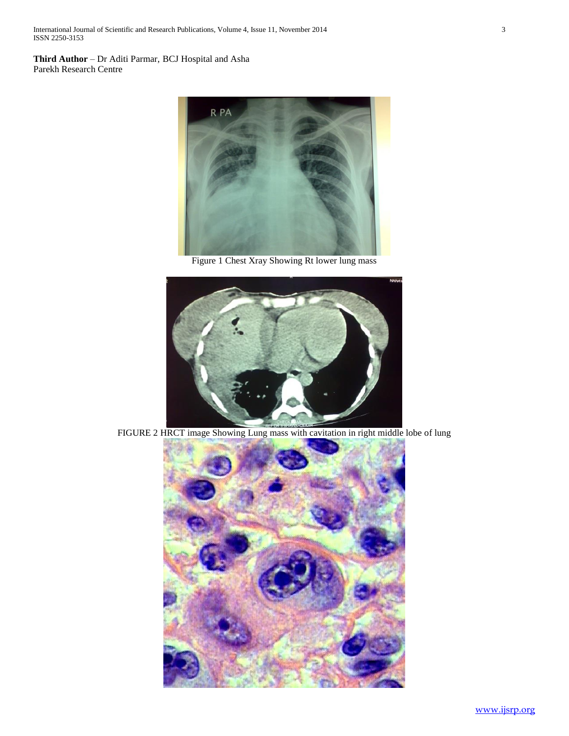**Third Author** – Dr Aditi Parmar, BCJ Hospital and Asha Parekh Research Centre

Figure 1 Chest Xray Showing Rt lower lung mass

FIGURE 2 HRCT image Showing Lung mass with cavitation in right middle lobe of lung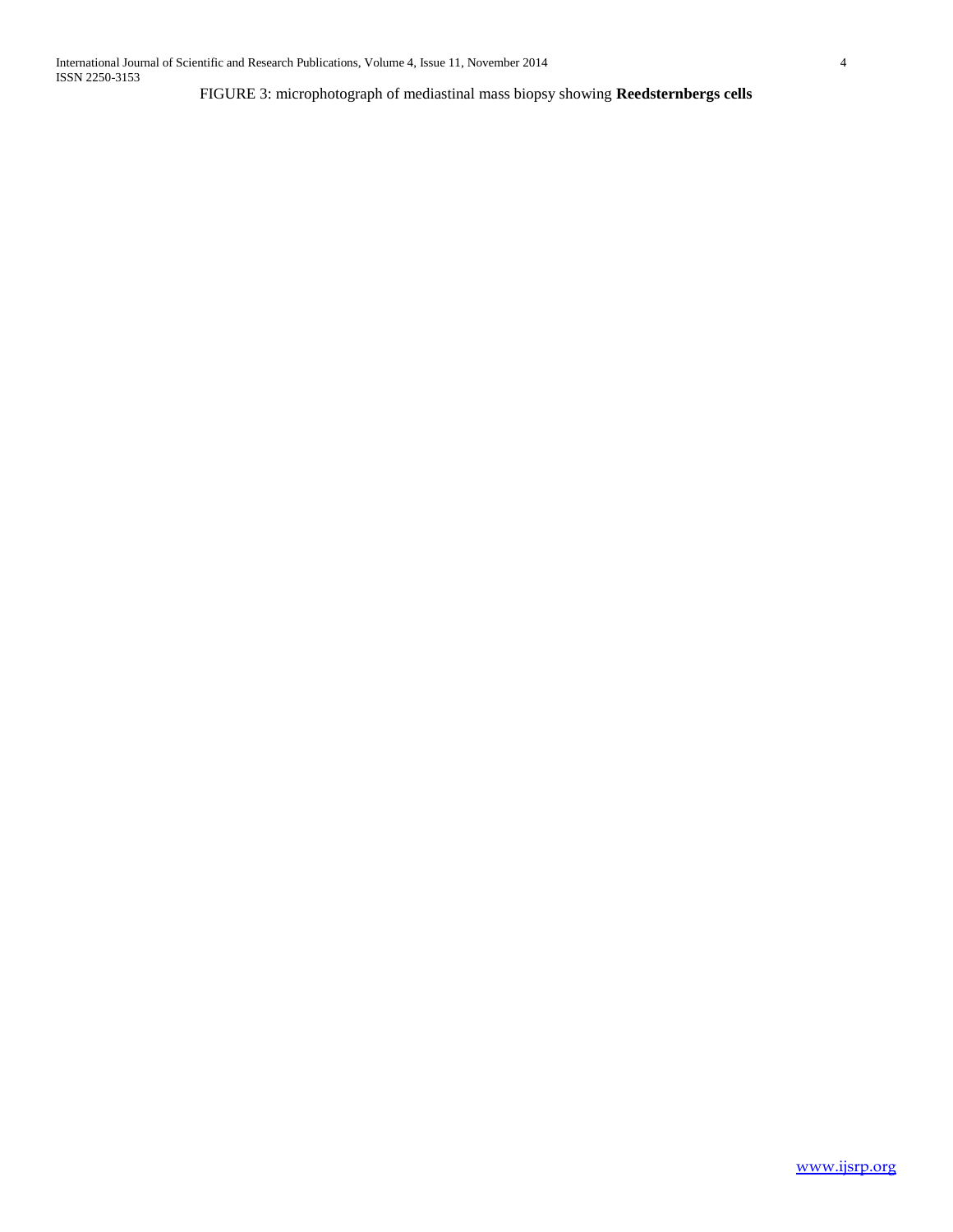FIGURE 3: microphotograph of mediastinal mass biopsy showing **Reedsternbergs cells**